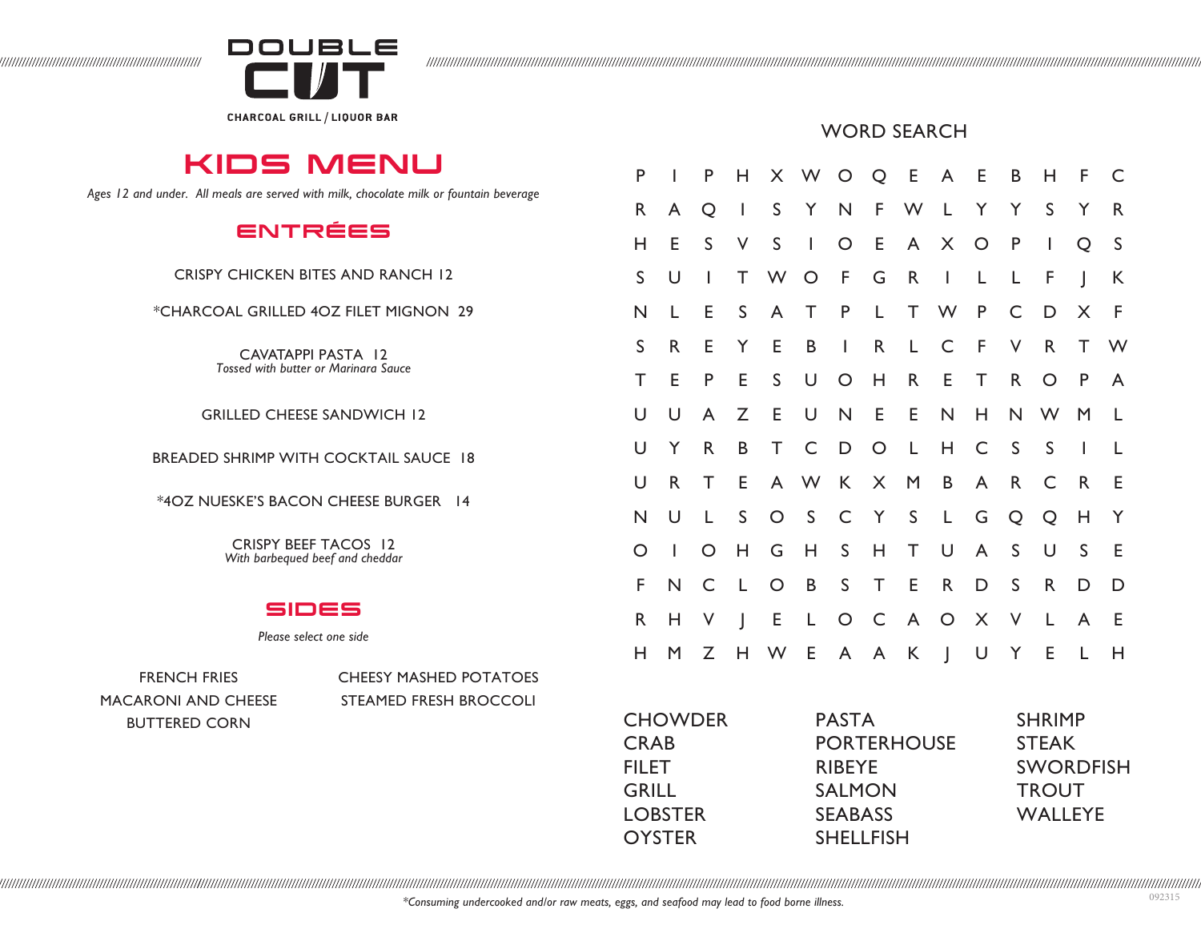# DOUBLE CUT

CHARCOAL GRILL / LIQUOR BAR

## KIDS MENU

*Ages 12 and under. All meals are served with milk, chocolate milk or fountain beverage*

### ENTRÉES

CRISPY CHICKEN BITES AND RANCH 12

*CHARCOAL GRILLED 4OZ FILET MIGNON 29

CAVATAPPI PASTA 12
*Tossed with butter or Marinara Sauce*

GRILLED CHEESE SANDWICH 12

BREADED SHRIMP WITH COCKTAIL SAUCE 18

*4OZ NUESKE'S BACON CHEESE BURGER 14

CRISPY BEEF TACOS 12
*With barbequed beef and cheddar*

### SIDES

*Please select one side*

FRENCH FRIES
MACARONI AND CHEESE
BUTTERED CORN
CHEESY MASHED POTATOES
STEAMED FRESH BROCCOLI

## WORD SEARCH

| | | | | | | | | | | | | | | |
|---|---|---|---|---|---|---|---|---|---|---|---|---|---|---|
| P | I | P | H | X | W | O | Q | E | A | E | B | H | F | C |
| R | A | Q | I | S | Y | N | F | W | L | Y | Y | S | Y | R |
| H | E | S | V | S | I | O | E | A | X | O | P | I | Q | S |
| S | U | I | T | W | O | F | G | R | I | L | L | F | J | K |
| N | L | E | S | A | T | P | L | T | W | P | C | D | X | F |
| S | R | E | Y | E | B | I | R | L | C | F | V | R | T | W |
| T | E | P | E | S | U | O | H | R | E | T | R | O | P | A |
| U | U | A | Z | E | U | N | E | E | N | H | N | W | M | L |
| U | Y | R | B | T | C | D | O | L | H | C | S | S | I | L |
| U | R | T | E | A | W | K | X | M | B | A | R | C | R | E |
| N | U | L | S | O | S | C | Y | S | L | G | Q | Q | H | Y |
| O | I | O | H | G | H | S | H | T | U | A | S | U | S | E |
| F | N | C | L | O | B | S | T | E | R | D | S | R | D | D |
| R | H | V | J | E | L | O | C | A | O | X | V | L | A | E |
| H | M | Z | H | W | E | A | A | K | J | U | Y | E | L | H |

CHOWDER
CRAB
FILET
GRILL
LOBSTER
OYSTER
PASTA
PORTERHOUSE
RIBEYE
SALMON
SEABASS
SHELLFISH
SHRIMP
STEAK
SWORDFISH
TROUT
WALLEYE

*Consuming undercooked and/or raw meats, eggs, and seafood may lead to food borne illness.

092315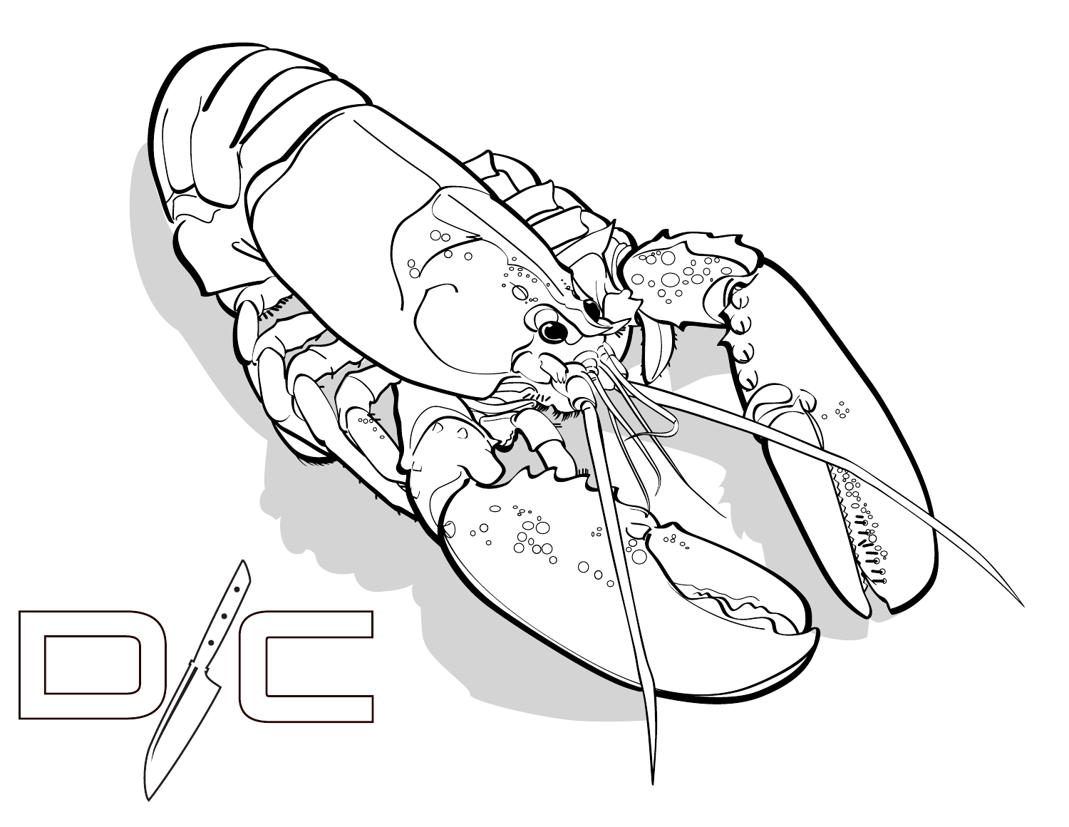D/C